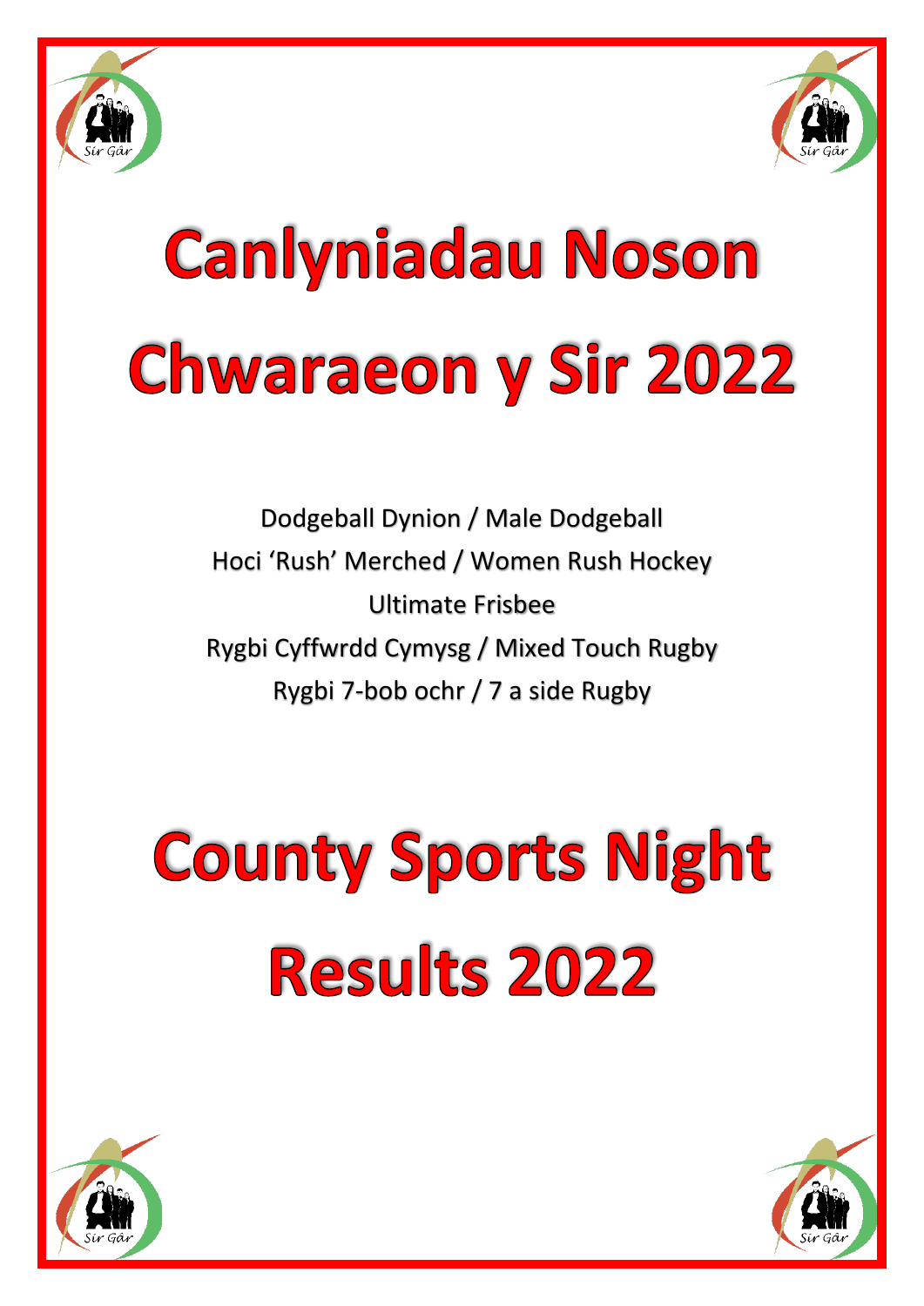# Canlyniadau Noson Chwaraeon y Sir 2022

Dodgeball Dynion / Male Dodgeball
Hoci 'Rush' Merched / Women Rush Hockey
Ultimate Frisbee
Rygbi Cyffwrdd Cymysg / Mixed Touch Rugby
Rygbi 7-bob ochr / 7 a side Rugby

# County Sports Night Results 2022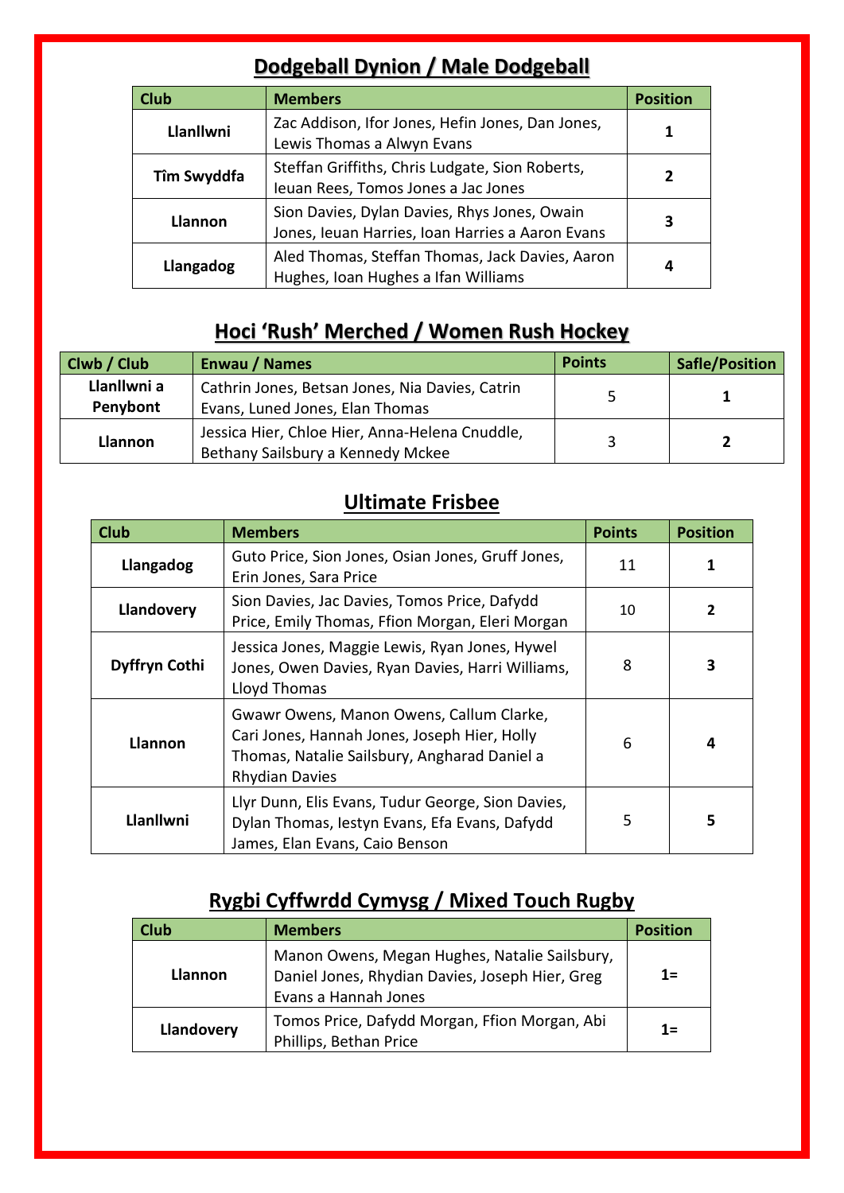## Dodgeball Dynion / Male Dodgeball

| Club | Members | Position |
|---|---|---|
| **Llanllwni** | Zac Addison, Ifor Jones, Hefin Jones, Dan Jones, Lewis Thomas a Alwyn Evans | **1** |
| **Tîm Swyddfa** | Steffan Griffiths, Chris Ludgate, Sion Roberts, Ieuan Rees, Tomos Jones a Jac Jones | **2** |
| **Llannon** | Sion Davies, Dylan Davies, Rhys Jones, Owain Jones, Ieuan Harries, Ioan Harries a Aaron Evans | **3** |
| **Llangadog** | Aled Thomas, Steffan Thomas, Jack Davies, Aaron Hughes, Ioan Hughes a Ifan Williams | **4** |

## Hoci 'Rush' Merched / Women Rush Hockey

| Clwb / Club | Enwau / Names | Points | Safle/Position |
|---|---|---|---|
| **Llanllwni a Penybont** | Cathrin Jones, Betsan Jones, Nia Davies, Catrin Evans, Luned Jones, Elan Thomas | 5 | **1** |
| **Llannon** | Jessica Hier, Chloe Hier, Anna-Helena Cnuddle, Bethany Sailsbury a Kennedy Mckee | 3 | **2** |

## Ultimate Frisbee

| Club | Members | Points | Position |
|---|---|---|---|
| **Llangadog** | Guto Price, Sion Jones, Osian Jones, Gruff Jones, Erin Jones, Sara Price | 11 | **1** |
| **Llandovery** | Sion Davies, Jac Davies, Tomos Price, Dafydd Price, Emily Thomas, Ffion Morgan, Eleri Morgan | 10 | **2** |
| **Dyffryn Cothi** | Jessica Jones, Maggie Lewis, Ryan Jones, Hywel Jones, Owen Davies, Ryan Davies, Harri Williams, Lloyd Thomas | 8 | **3** |
| **Llannon** | Gwawr Owens, Manon Owens, Callum Clarke, Cari Jones, Hannah Jones, Joseph Hier, Holly Thomas, Natalie Sailsbury, Angharad Daniel a Rhydian Davies | 6 | **4** |
| **Llanllwni** | Llyr Dunn, Elis Evans, Tudur George, Sion Davies, Dylan Thomas, Iestyn Evans, Efa Evans, Dafydd James, Elan Evans, Caio Benson | 5 | **5** |

## Rygbi Cyffwrdd Cymysg / Mixed Touch Rugby

| Club | Members | Position |
|---|---|---|
| **Llannon** | Manon Owens, Megan Hughes, Natalie Sailsbury, Daniel Jones, Rhydian Davies, Joseph Hier, Greg Evans a Hannah Jones | **1=** |
| **Llandovery** | Tomos Price, Dafydd Morgan, Ffion Morgan, Abi Phillips, Bethan Price | **1=** |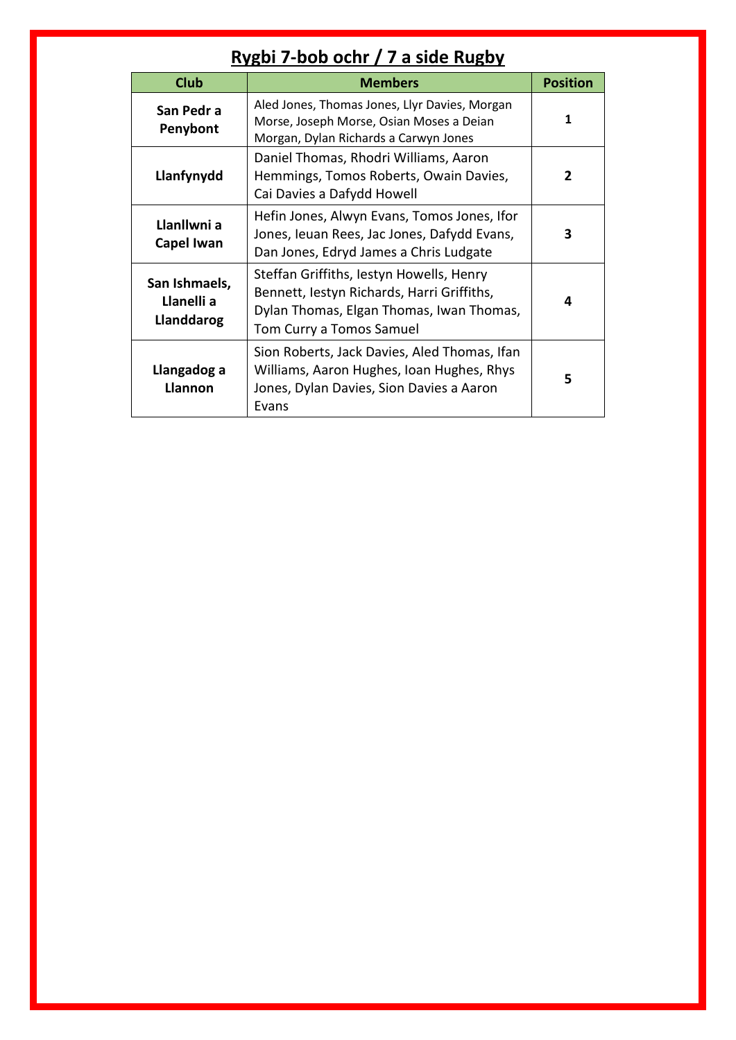# Rygbi 7-bob ochr / 7 a side Rugby

| Club | Members | Position |
|---|---|---|
| **San Pedr a Penybont** | Aled Jones, Thomas Jones, Llyr Davies, Morgan Morse, Joseph Morse, Osian Moses a Deian Morgan, Dylan Richards a Carwyn Jones | **1** |
| **Llanfynydd** | Daniel Thomas, Rhodri Williams, Aaron Hemmings, Tomos Roberts, Owain Davies, Cai Davies a Dafydd Howell | **2** |
| **Llanllwni a Capel Iwan** | Hefin Jones, Alwyn Evans, Tomos Jones, Ifor Jones, Ieuan Rees, Jac Jones, Dafydd Evans, Dan Jones, Edryd James a Chris Ludgate | **3** |
| **San Ishmaels, Llanelli a Llanddarog** | Steffan Griffiths, Iestyn Howells, Henry Bennett, Iestyn Richards, Harri Griffiths, Dylan Thomas, Elgan Thomas, Iwan Thomas, Tom Curry a Tomos Samuel | **4** |
| **Llangadog a Llannon** | Sion Roberts, Jack Davies, Aled Thomas, Ifan Williams, Aaron Hughes, Ioan Hughes, Rhys Jones, Dylan Davies, Sion Davies a Aaron Evans | **5** |